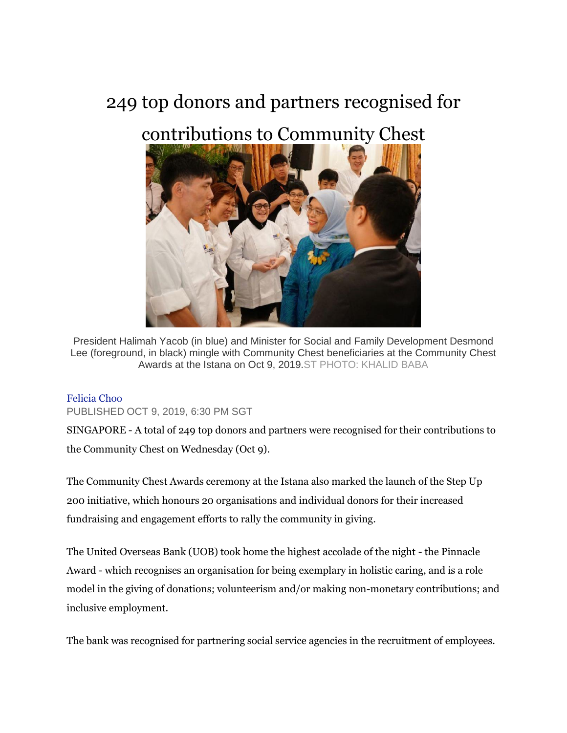# 249 top donors and partners recognised for contributions to Community Chest

President Halimah Yacob (in blue) and Minister for Social and Family Development Desmond Lee (foreground, in black) mingle with Community Chest beneficiaries at the Community Chest Awards at the Istana on Oct 9, 2019.ST PHOTO: KHALID BABA

Felicia Choo

PUBLISHED OCT 9, 2019, 6:30 PM SGT

SINGAPORE - A total of 249 top donors and partners were recognised for their contributions to the Community Chest on Wednesday (Oct 9).

The Community Chest Awards ceremony at the Istana also marked the launch of the Step Up 200 initiative, which honours 20 organisations and individual donors for their increased fundraising and engagement efforts to rally the community in giving.

The United Overseas Bank (UOB) took home the highest accolade of the night - the Pinnacle Award - which recognises an organisation for being exemplary in holistic caring, and is a role model in the giving of donations; volunteerism and/or making non-monetary contributions; and inclusive employment.

The bank was recognised for partnering social service agencies in the recruitment of employees.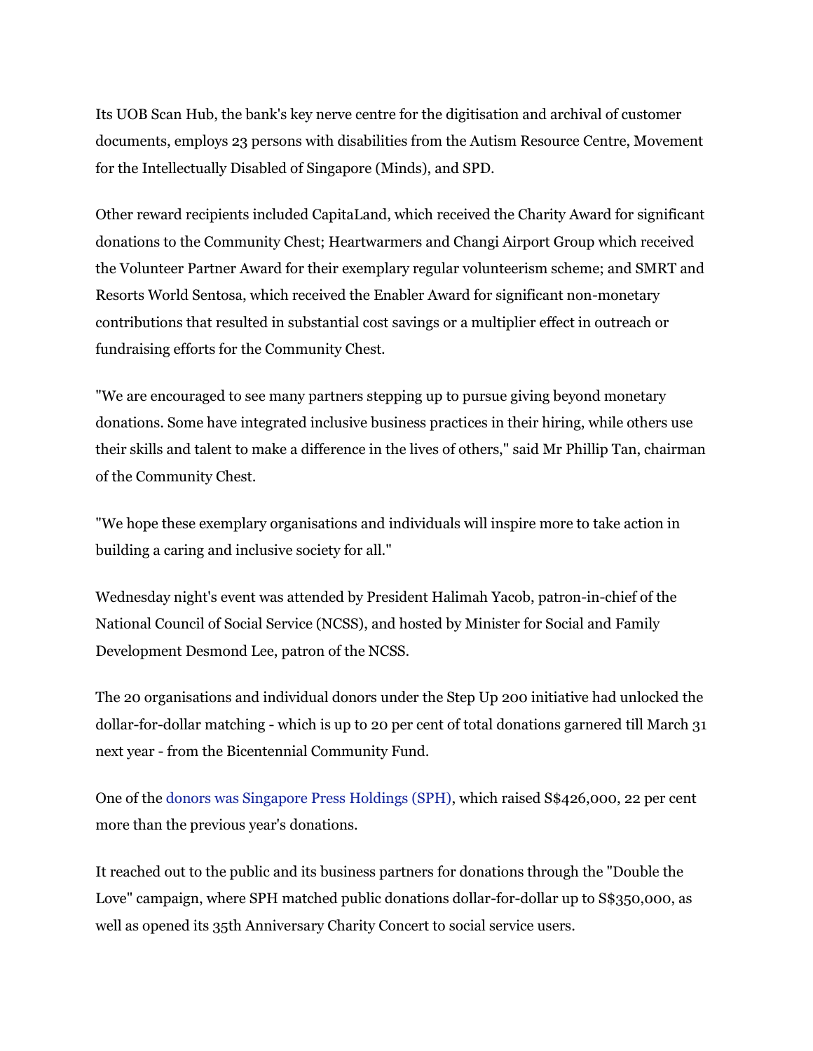Its UOB Scan Hub, the bank's key nerve centre for the digitisation and archival of customer documents, employs 23 persons with disabilities from the Autism Resource Centre, Movement for the Intellectually Disabled of Singapore (Minds), and SPD.

Other reward recipients included CapitaLand, which received the Charity Award for significant donations to the Community Chest; Heartwarmers and Changi Airport Group which received the Volunteer Partner Award for their exemplary regular volunteerism scheme; and SMRT and Resorts World Sentosa, which received the Enabler Award for significant non-monetary contributions that resulted in substantial cost savings or a multiplier effect in outreach or fundraising efforts for the Community Chest.

"We are encouraged to see many partners stepping up to pursue giving beyond monetary donations. Some have integrated inclusive business practices in their hiring, while others use their skills and talent to make a difference in the lives of others," said Mr Phillip Tan, chairman of the Community Chest.

"We hope these exemplary organisations and individuals will inspire more to take action in building a caring and inclusive society for all."

Wednesday night's event was attended by President Halimah Yacob, patron-in-chief of the National Council of Social Service (NCSS), and hosted by Minister for Social and Family Development Desmond Lee, patron of the NCSS.

The 20 organisations and individual donors under the Step Up 200 initiative had unlocked the dollar-for-dollar matching - which is up to 20 per cent of total donations garnered till March 31 next year - from the Bicentennial Community Fund.

One of the donors was Singapore Press Holdings (SPH), which raised S$426,000, 22 per cent more than the previous year's donations.

It reached out to the public and its business partners for donations through the "Double the Love" campaign, where SPH matched public donations dollar-for-dollar up to S$350,000, as well as opened its 35th Anniversary Charity Concert to social service users.